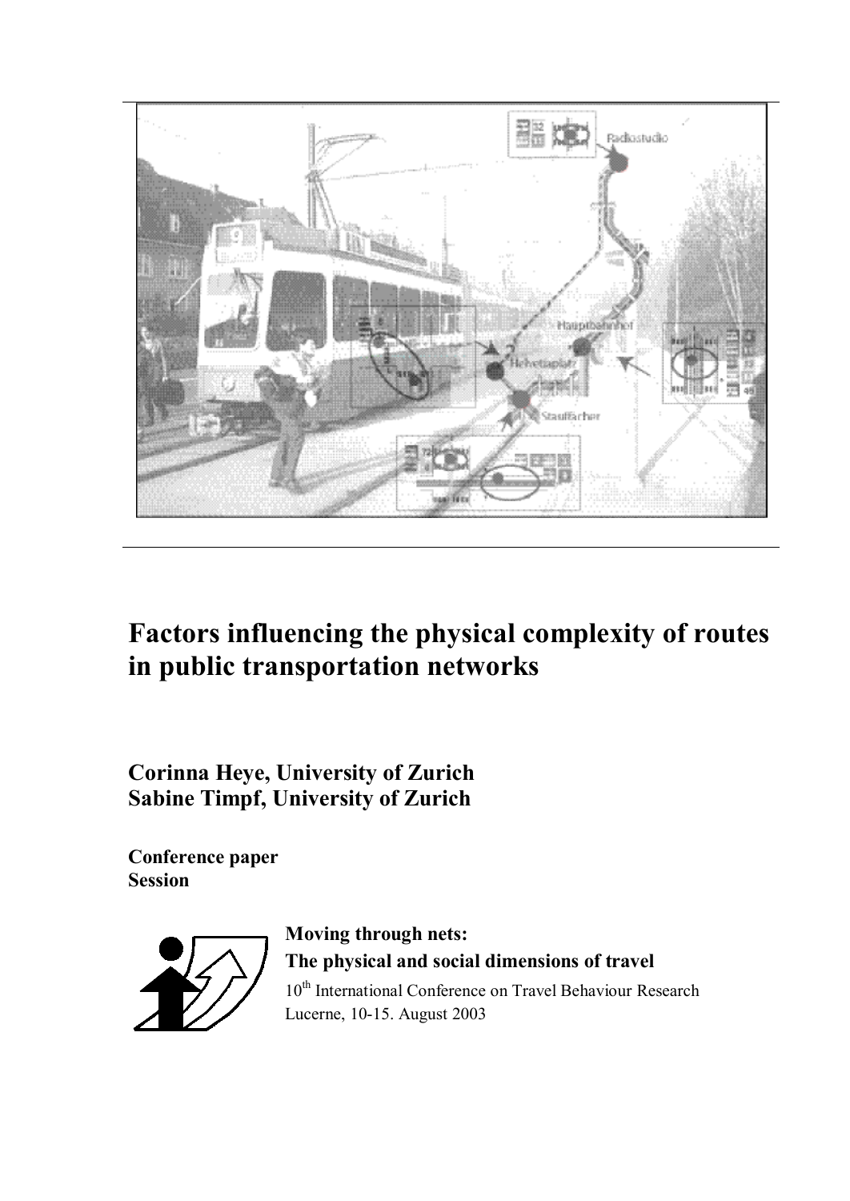# Factors influencing the physical complexity of routes in public transportation networks

**Corinna Heye, University of Zurich**
**Sabine Timpf, University of Zurich**

**Conference paper**
**Session**

**Moving through nets:**
**The physical and social dimensions of travel**

10th International Conference on Travel Behaviour Research
Lucerne, 10-15. August 2003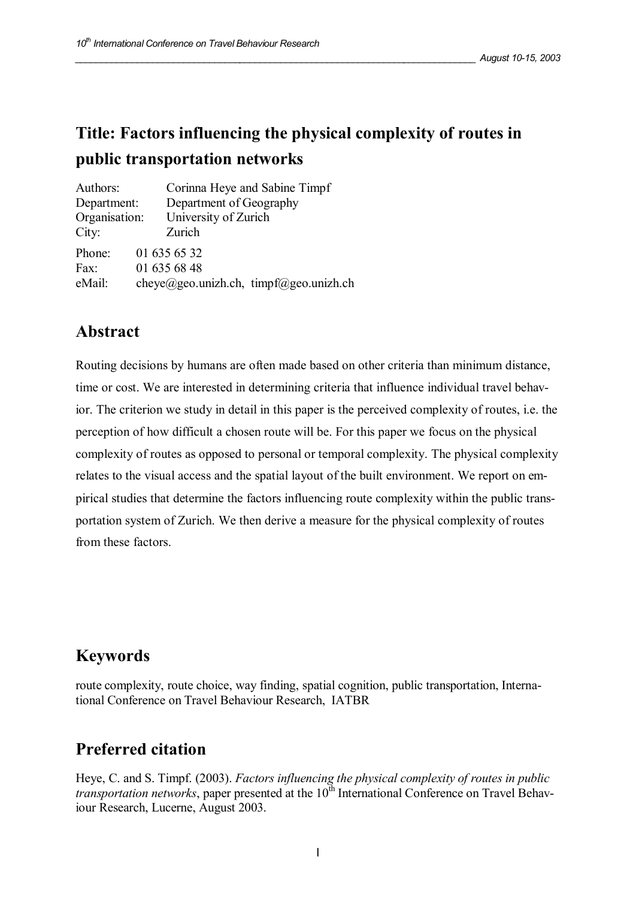# Title: Factors influencing the physical complexity of routes in public transportation networks

Authors: Corinna Heye and Sabine Timpf
Department: Department of Geography
Organisation: University of Zurich
City: Zurich

Phone: 01 635 65 32
Fax: 01 635 68 48
eMail: cheye@geo.unizh.ch, timpf@geo.unizh.ch

## Abstract

Routing decisions by humans are often made based on other criteria than minimum distance, time or cost. We are interested in determining criteria that influence individual travel behavior. The criterion we study in detail in this paper is the perceived complexity of routes, i.e. the perception of how difficult a chosen route will be. For this paper we focus on the physical complexity of routes as opposed to personal or temporal complexity. The physical complexity relates to the visual access and the spatial layout of the built environment. We report on empirical studies that determine the factors influencing route complexity within the public transportation system of Zurich. We then derive a measure for the physical complexity of routes from these factors.

## Keywords

route complexity, route choice, way finding, spatial cognition, public transportation, International Conference on Travel Behaviour Research, IATBR

## Preferred citation

Heye, C. and S. Timpf. (2003). *Factors influencing the physical complexity of routes in public transportation networks*, paper presented at the 10th International Conference on Travel Behaviour Research, Lucerne, August 2003.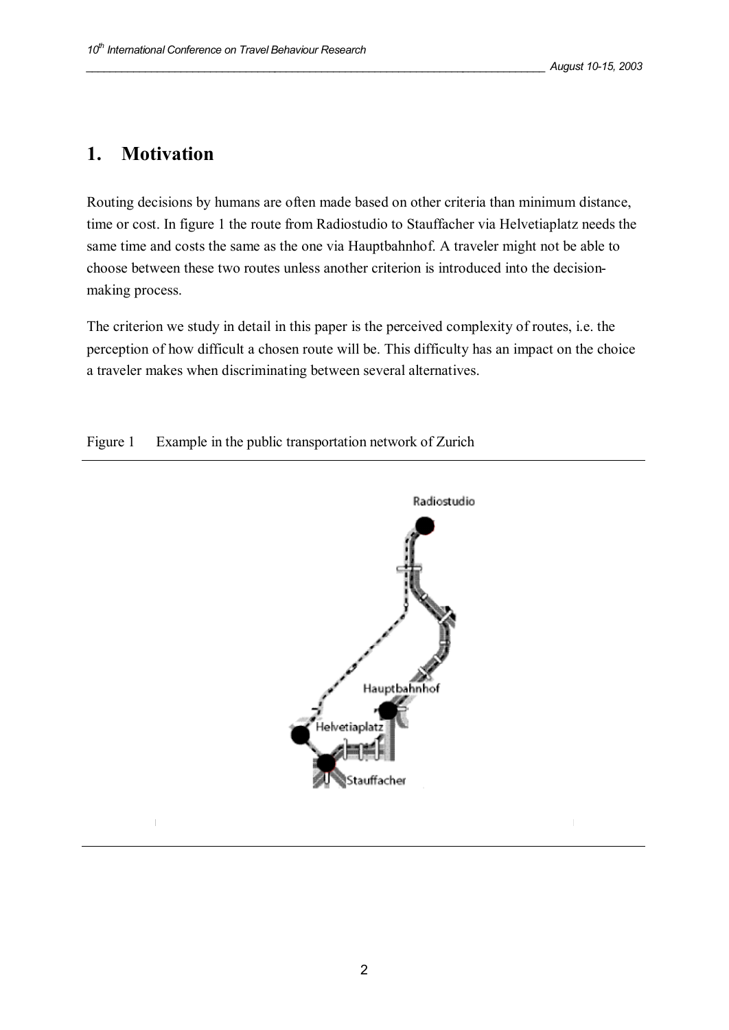# 1. Motivation

Routing decisions by humans are often made based on other criteria than minimum distance, time or cost. In figure 1 the route from Radiostudio to Stauffacher via Helvetiaplatz needs the same time and costs the same as the one via Hauptbahnhof. A traveler might not be able to choose between these two routes unless another criterion is introduced into the decision-making process.

The criterion we study in detail in this paper is the perceived complexity of routes, i.e. the perception of how difficult a chosen route will be. This difficulty has an impact on the choice a traveler makes when discriminating between several alternatives.

Figure 1 Example in the public transportation network of Zurich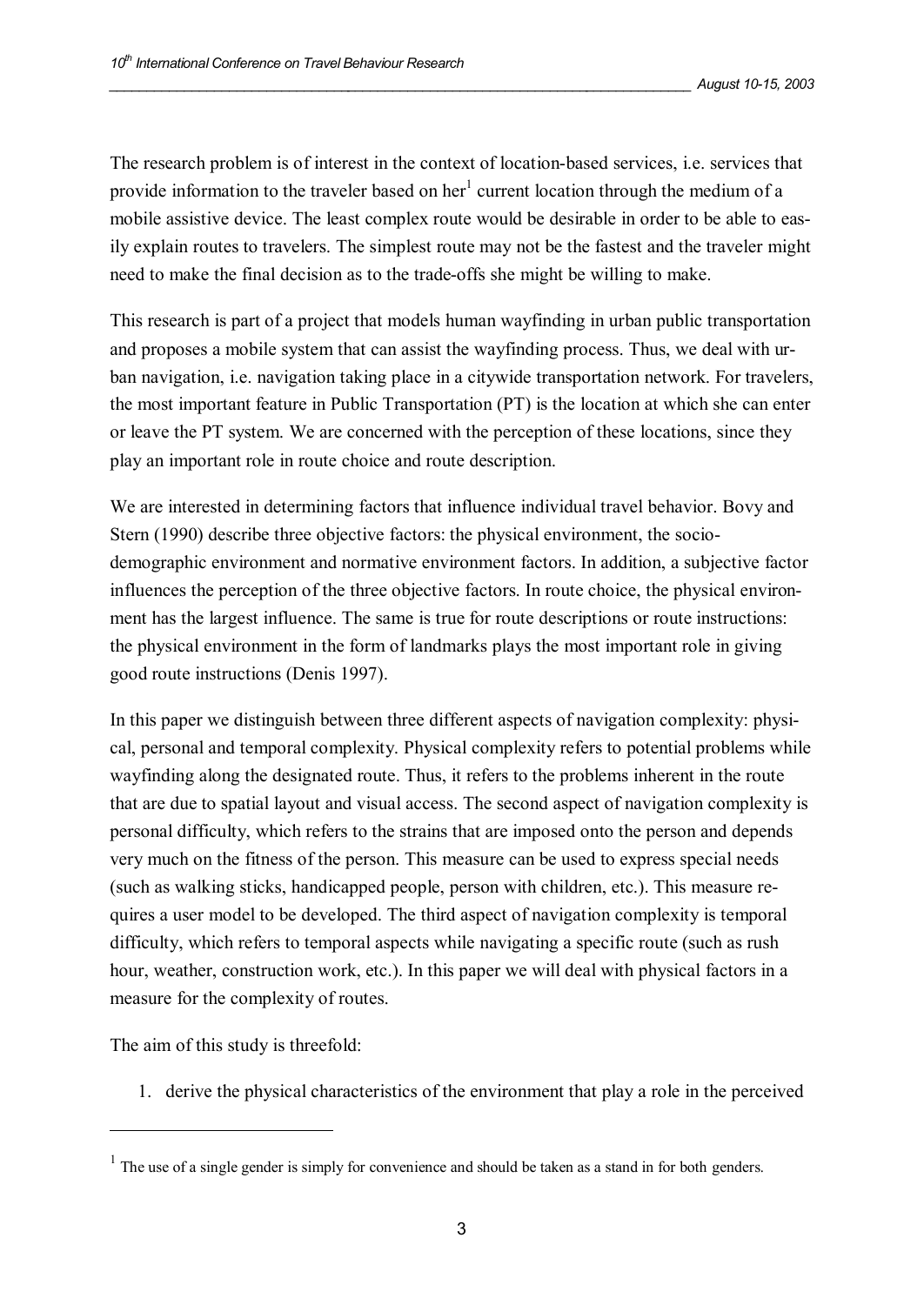The research problem is of interest in the context of location-based services, i.e. services that provide information to the traveler based on her[1] current location through the medium of a mobile assistive device. The least complex route would be desirable in order to be able to easily explain routes to travelers. The simplest route may not be the fastest and the traveler might need to make the final decision as to the trade-offs she might be willing to make.

This research is part of a project that models human wayfinding in urban public transportation and proposes a mobile system that can assist the wayfinding process. Thus, we deal with urban navigation, i.e. navigation taking place in a citywide transportation network. For travelers, the most important feature in Public Transportation (PT) is the location at which she can enter or leave the PT system. We are concerned with the perception of these locations, since they play an important role in route choice and route description.

We are interested in determining factors that influence individual travel behavior. Bovy and Stern (1990) describe three objective factors: the physical environment, the socio-demographic environment and normative environment factors. In addition, a subjective factor influences the perception of the three objective factors. In route choice, the physical environment has the largest influence. The same is true for route descriptions or route instructions: the physical environment in the form of landmarks plays the most important role in giving good route instructions (Denis 1997).

In this paper we distinguish between three different aspects of navigation complexity: physical, personal and temporal complexity. Physical complexity refers to potential problems while wayfinding along the designated route. Thus, it refers to the problems inherent in the route that are due to spatial layout and visual access. The second aspect of navigation complexity is personal difficulty, which refers to the strains that are imposed onto the person and depends very much on the fitness of the person. This measure can be used to express special needs (such as walking sticks, handicapped people, person with children, etc.). This measure requires a user model to be developed. The third aspect of navigation complexity is temporal difficulty, which refers to temporal aspects while navigating a specific route (such as rush hour, weather, construction work, etc.). In this paper we will deal with physical factors in a measure for the complexity of routes.

The aim of this study is threefold:

1. derive the physical characteristics of the environment that play a role in the perceived

[1] The use of a single gender is simply for convenience and should be taken as a stand in for both genders.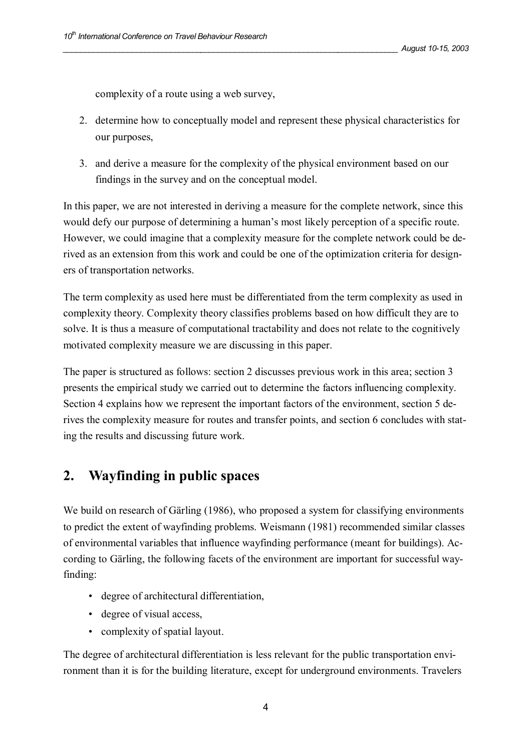complexity of a route using a web survey,

2. determine how to conceptually model and represent these physical characteristics for our purposes,
3. and derive a measure for the complexity of the physical environment based on our findings in the survey and on the conceptual model.

In this paper, we are not interested in deriving a measure for the complete network, since this would defy our purpose of determining a human's most likely perception of a specific route. However, we could imagine that a complexity measure for the complete network could be derived as an extension from this work and could be one of the optimization criteria for designers of transportation networks.

The term complexity as used here must be differentiated from the term complexity as used in complexity theory. Complexity theory classifies problems based on how difficult they are to solve. It is thus a measure of computational tractability and does not relate to the cognitively motivated complexity measure we are discussing in this paper.

The paper is structured as follows: section 2 discusses previous work in this area; section 3 presents the empirical study we carried out to determine the factors influencing complexity. Section 4 explains how we represent the important factors of the environment, section 5 derives the complexity measure for routes and transfer points, and section 6 concludes with stating the results and discussing future work.

## 2. Wayfinding in public spaces

We build on research of Gärling (1986), who proposed a system for classifying environments to predict the extent of wayfinding problems. Weismann (1981) recommended similar classes of environmental variables that influence wayfinding performance (meant for buildings). According to Gärling, the following facets of the environment are important for successful wayfinding:

- degree of architectural differentiation,
- degree of visual access,
- complexity of spatial layout.

The degree of architectural differentiation is less relevant for the public transportation environment than it is for the building literature, except for underground environments. Travelers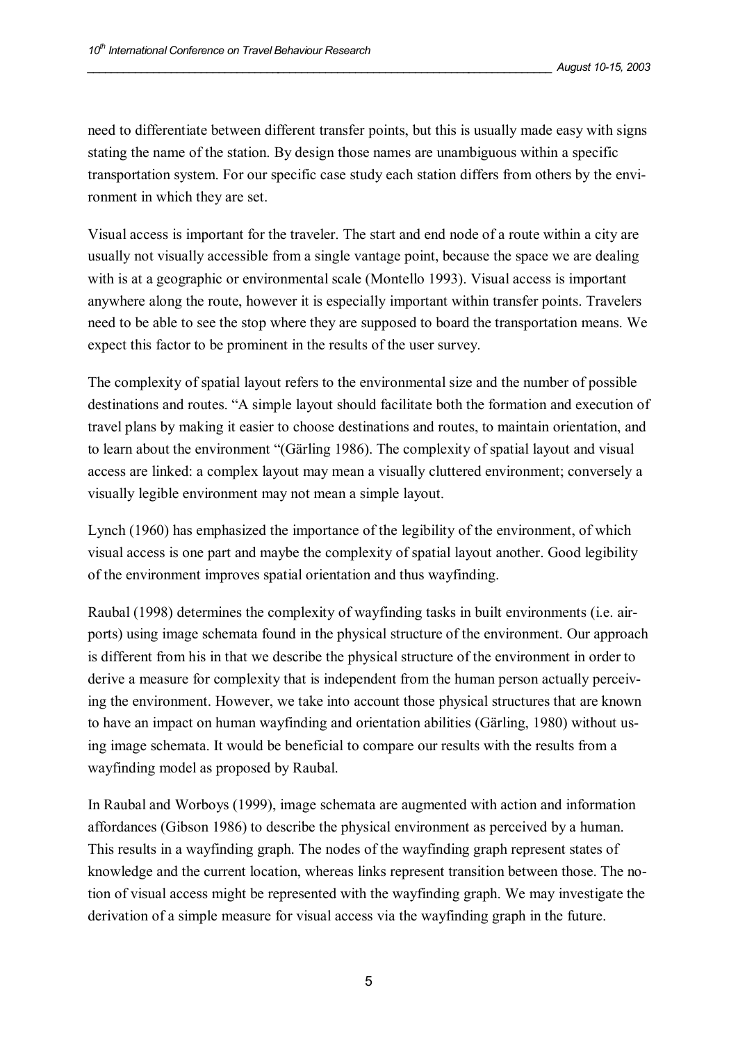need to differentiate between different transfer points, but this is usually made easy with signs stating the name of the station. By design those names are unambiguous within a specific transportation system. For our specific case study each station differs from others by the environment in which they are set.

Visual access is important for the traveler. The start and end node of a route within a city are usually not visually accessible from a single vantage point, because the space we are dealing with is at a geographic or environmental scale (Montello 1993). Visual access is important anywhere along the route, however it is especially important within transfer points. Travelers need to be able to see the stop where they are supposed to board the transportation means. We expect this factor to be prominent in the results of the user survey.

The complexity of spatial layout refers to the environmental size and the number of possible destinations and routes. "A simple layout should facilitate both the formation and execution of travel plans by making it easier to choose destinations and routes, to maintain orientation, and to learn about the environment "(Gärling 1986). The complexity of spatial layout and visual access are linked: a complex layout may mean a visually cluttered environment; conversely a visually legible environment may not mean a simple layout.

Lynch (1960) has emphasized the importance of the legibility of the environment, of which visual access is one part and maybe the complexity of spatial layout another. Good legibility of the environment improves spatial orientation and thus wayfinding.

Raubal (1998) determines the complexity of wayfinding tasks in built environments (i.e. airports) using image schemata found in the physical structure of the environment. Our approach is different from his in that we describe the physical structure of the environment in order to derive a measure for complexity that is independent from the human person actually perceiving the environment. However, we take into account those physical structures that are known to have an impact on human wayfinding and orientation abilities (Gärling, 1980) without using image schemata. It would be beneficial to compare our results with the results from a wayfinding model as proposed by Raubal.

In Raubal and Worboys (1999), image schemata are augmented with action and information affordances (Gibson 1986) to describe the physical environment as perceived by a human. This results in a wayfinding graph. The nodes of the wayfinding graph represent states of knowledge and the current location, whereas links represent transition between those. The notion of visual access might be represented with the wayfinding graph. We may investigate the derivation of a simple measure for visual access via the wayfinding graph in the future.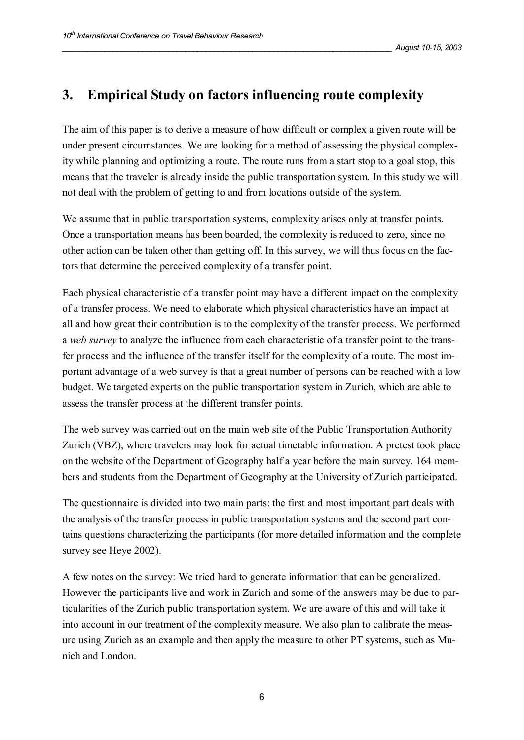## 3. Empirical Study on factors influencing route complexity

The aim of this paper is to derive a measure of how difficult or complex a given route will be under present circumstances. We are looking for a method of assessing the physical complexity while planning and optimizing a route. The route runs from a start stop to a goal stop, this means that the traveler is already inside the public transportation system. In this study we will not deal with the problem of getting to and from locations outside of the system.

We assume that in public transportation systems, complexity arises only at transfer points. Once a transportation means has been boarded, the complexity is reduced to zero, since no other action can be taken other than getting off. In this survey, we will thus focus on the factors that determine the perceived complexity of a transfer point.

Each physical characteristic of a transfer point may have a different impact on the complexity of a transfer process. We need to elaborate which physical characteristics have an impact at all and how great their contribution is to the complexity of the transfer process. We performed a *web survey* to analyze the influence from each characteristic of a transfer point to the transfer process and the influence of the transfer itself for the complexity of a route. The most important advantage of a web survey is that a great number of persons can be reached with a low budget. We targeted experts on the public transportation system in Zurich, which are able to assess the transfer process at the different transfer points.

The web survey was carried out on the main web site of the Public Transportation Authority Zurich (VBZ), where travelers may look for actual timetable information. A pretest took place on the website of the Department of Geography half a year before the main survey. 164 members and students from the Department of Geography at the University of Zurich participated.

The questionnaire is divided into two main parts: the first and most important part deals with the analysis of the transfer process in public transportation systems and the second part contains questions characterizing the participants (for more detailed information and the complete survey see Heye 2002).

A few notes on the survey: We tried hard to generate information that can be generalized. However the participants live and work in Zurich and some of the answers may be due to particularities of the Zurich public transportation system. We are aware of this and will take it into account in our treatment of the complexity measure. We also plan to calibrate the measure using Zurich as an example and then apply the measure to other PT systems, such as Munich and London.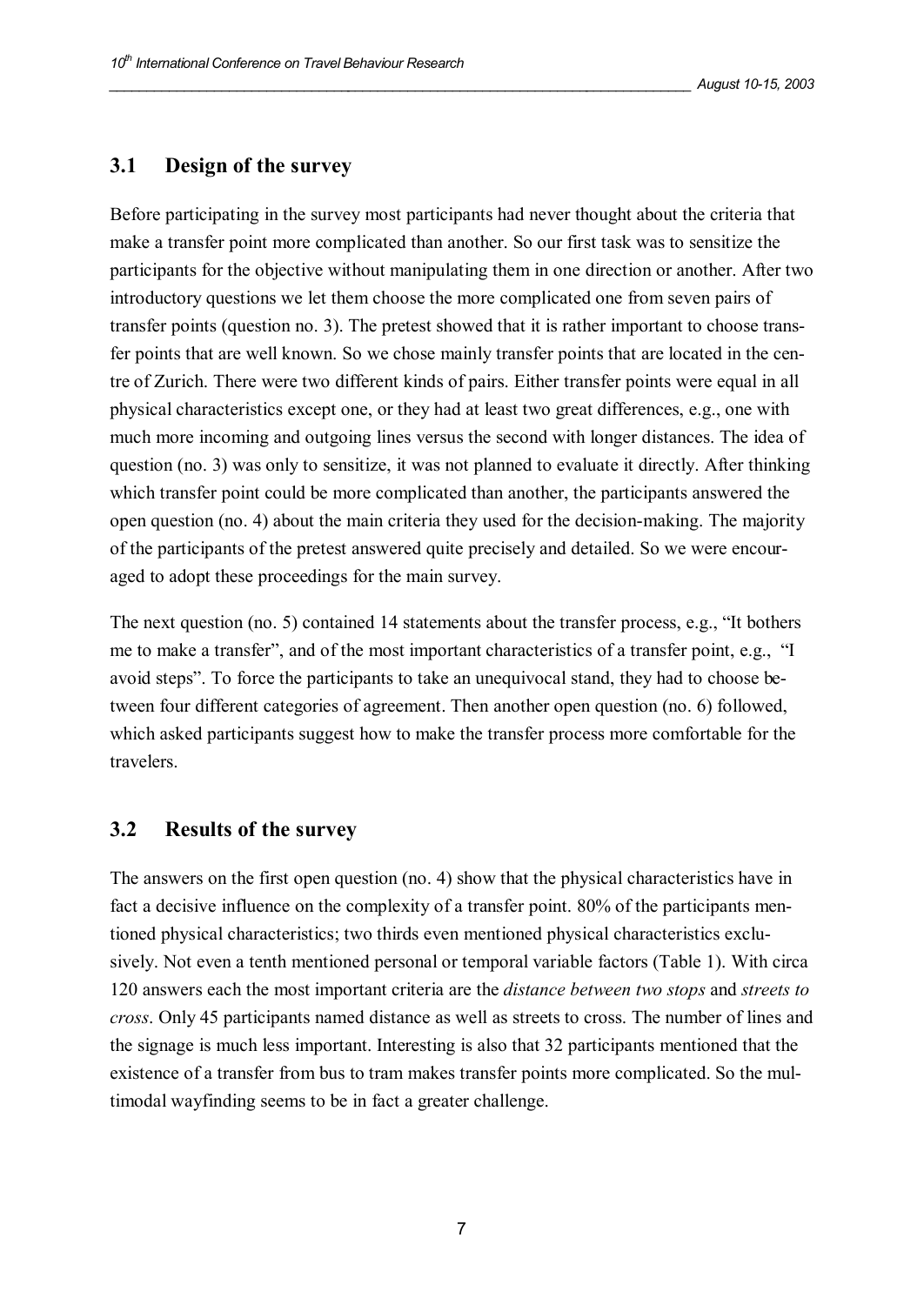## 3.1 Design of the survey

Before participating in the survey most participants had never thought about the criteria that make a transfer point more complicated than another. So our first task was to sensitize the participants for the objective without manipulating them in one direction or another. After two introductory questions we let them choose the more complicated one from seven pairs of transfer points (question no. 3). The pretest showed that it is rather important to choose transfer points that are well known. So we chose mainly transfer points that are located in the centre of Zurich. There were two different kinds of pairs. Either transfer points were equal in all physical characteristics except one, or they had at least two great differences, e.g., one with much more incoming and outgoing lines versus the second with longer distances. The idea of question (no. 3) was only to sensitize, it was not planned to evaluate it directly. After thinking which transfer point could be more complicated than another, the participants answered the open question (no. 4) about the main criteria they used for the decision-making. The majority of the participants of the pretest answered quite precisely and detailed. So we were encouraged to adopt these proceedings for the main survey.

The next question (no. 5) contained 14 statements about the transfer process, e.g., "It bothers me to make a transfer", and of the most important characteristics of a transfer point, e.g., "I avoid steps". To force the participants to take an unequivocal stand, they had to choose between four different categories of agreement. Then another open question (no. 6) followed, which asked participants suggest how to make the transfer process more comfortable for the travelers.

## 3.2 Results of the survey

The answers on the first open question (no. 4) show that the physical characteristics have in fact a decisive influence on the complexity of a transfer point. 80% of the participants mentioned physical characteristics; two thirds even mentioned physical characteristics exclusively. Not even a tenth mentioned personal or temporal variable factors (Table 1). With circa 120 answers each the most important criteria are the *distance between two stops* and *streets to cross*. Only 45 participants named distance as well as streets to cross. The number of lines and the signage is much less important. Interesting is also that 32 participants mentioned that the existence of a transfer from bus to tram makes transfer points more complicated. So the multimodal wayfinding seems to be in fact a greater challenge.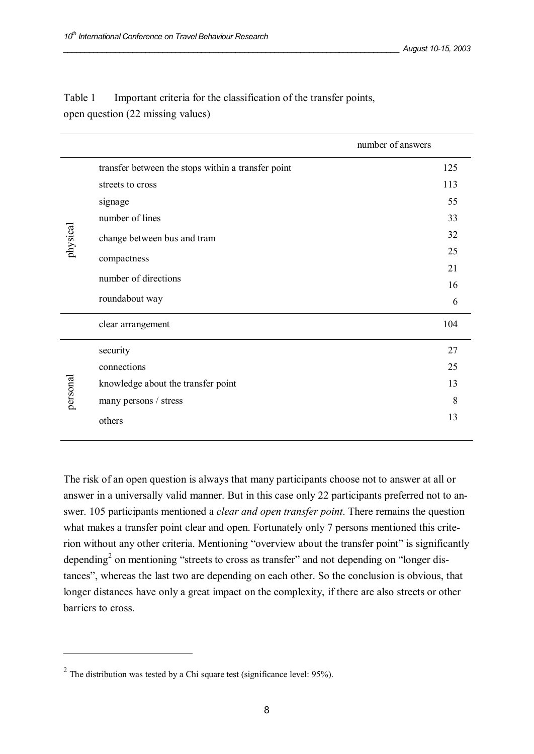Table 1 Important criteria for the classification of the transfer points, open question (22 missing values)

| | | number of answers |
|---|---|---|
| physical | transfer between the stops within a transfer point | 125 |
| | streets to cross | 113 |
| | signage | 55 |
| | number of lines | 33 |
| | change between bus and tram | 32 |
| | compactness | 25 |
| | | 21 |
| | number of directions | 16 |
| | roundabout way | 6 |
| | clear arrangement | 104 |
| personal | security | 27 |
| | connections | 25 |
| | knowledge about the transfer point | 13 |
| | many persons / stress | 8 |
| | others | 13 |

The risk of an open question is always that many participants choose not to answer at all or answer in a universally valid manner. But in this case only 22 participants preferred not to answer. 105 participants mentioned a *clear and open transfer point*. There remains the question what makes a transfer point clear and open. Fortunately only 7 persons mentioned this criterion without any other criteria. Mentioning "overview about the transfer point" is significantly depending[2] on mentioning "streets to cross as transfer" and not depending on "longer distances", whereas the last two are depending on each other. So the conclusion is obvious, that longer distances have only a great impact on the complexity, if there are also streets or other barriers to cross.

[2] The distribution was tested by a Chi square test (significance level: 95%).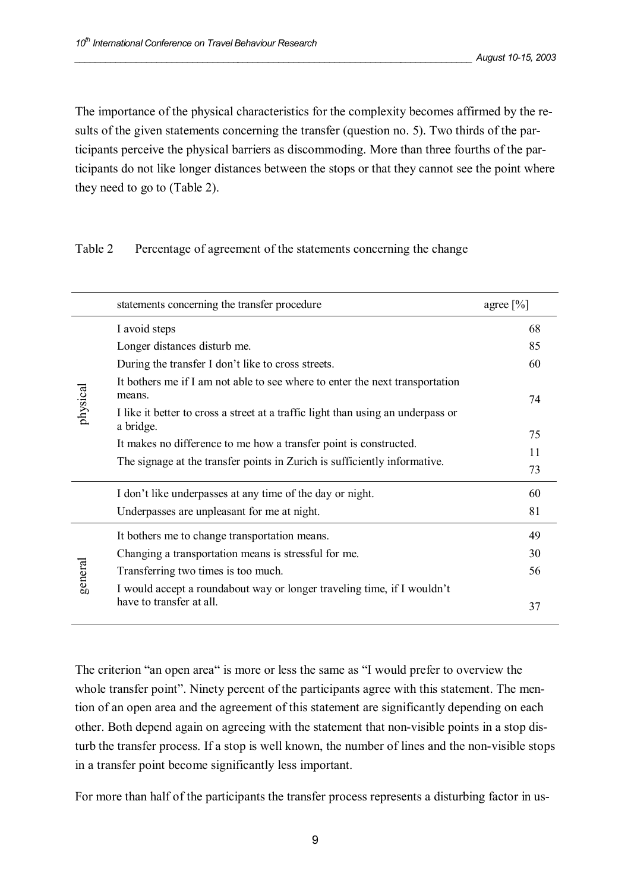The importance of the physical characteristics for the complexity becomes affirmed by the results of the given statements concerning the transfer (question no. 5). Two thirds of the participants perceive the physical barriers as discommoding. More than three fourths of the participants do not like longer distances between the stops or that they cannot see the point where they need to go to (Table 2).

Table 2 Percentage of agreement of the statements concerning the change

| | statements concerning the transfer procedure | agree [%] |
|---|---|---|
| physical | I avoid steps | 68 |
| | Longer distances disturb me. | 85 |
| | During the transfer I don't like to cross streets. | 60 |
| | It bothers me if I am not able to see where to enter the next transportation means. | 74 |
| | I like it better to cross a street at a traffic light than using an underpass or a bridge. | 75 |
| | It makes no difference to me how a transfer point is constructed. | 11 |
| | The signage at the transfer points in Zurich is sufficiently informative. | 73 |
| | I don't like underpasses at any time of the day or night. | 60 |
| | Underpasses are unpleasant for me at night. | 81 |
| general | It bothers me to change transportation means. | 49 |
| | Changing a transportation means is stressful for me. | 30 |
| | Transferring two times is too much. | 56 |
| | I would accept a roundabout way or longer traveling time, if I wouldn't have to transfer at all. | 37 |

The criterion "an open area" is more or less the same as "I would prefer to overview the whole transfer point". Ninety percent of the participants agree with this statement. The mention of an open area and the agreement of this statement are significantly depending on each other. Both depend again on agreeing with the statement that non-visible points in a stop disturb the transfer process. If a stop is well known, the number of lines and the non-visible stops in a transfer point become significantly less important.

For more than half of the participants the transfer process represents a disturbing factor in us-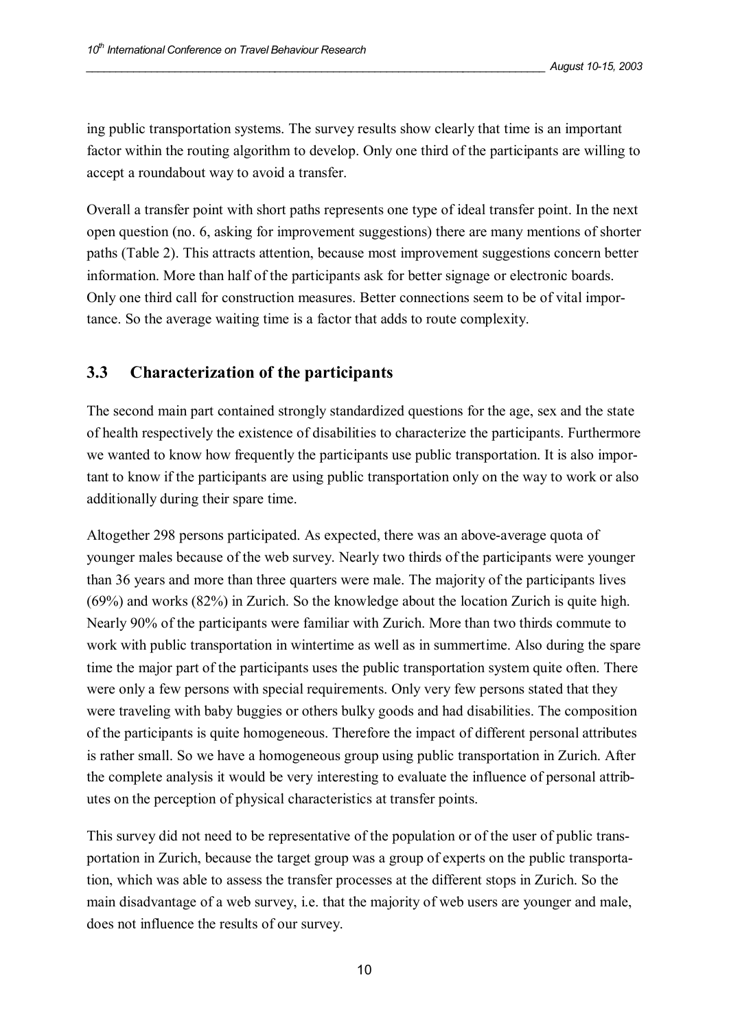ing public transportation systems. The survey results show clearly that time is an important factor within the routing algorithm to develop. Only one third of the participants are willing to accept a roundabout way to avoid a transfer.

Overall a transfer point with short paths represents one type of ideal transfer point. In the next open question (no. 6, asking for improvement suggestions) there are many mentions of shorter paths (Table 2). This attracts attention, because most improvement suggestions concern better information. More than half of the participants ask for better signage or electronic boards. Only one third call for construction measures. Better connections seem to be of vital importance. So the average waiting time is a factor that adds to route complexity.

## 3.3 Characterization of the participants

The second main part contained strongly standardized questions for the age, sex and the state of health respectively the existence of disabilities to characterize the participants. Furthermore we wanted to know how frequently the participants use public transportation. It is also important to know if the participants are using public transportation only on the way to work or also additionally during their spare time.

Altogether 298 persons participated. As expected, there was an above-average quota of younger males because of the web survey. Nearly two thirds of the participants were younger than 36 years and more than three quarters were male. The majority of the participants lives (69%) and works (82%) in Zurich. So the knowledge about the location Zurich is quite high. Nearly 90% of the participants were familiar with Zurich. More than two thirds commute to work with public transportation in wintertime as well as in summertime. Also during the spare time the major part of the participants uses the public transportation system quite often. There were only a few persons with special requirements. Only very few persons stated that they were traveling with baby buggies or others bulky goods and had disabilities. The composition of the participants is quite homogeneous. Therefore the impact of different personal attributes is rather small. So we have a homogeneous group using public transportation in Zurich. After the complete analysis it would be very interesting to evaluate the influence of personal attributes on the perception of physical characteristics at transfer points.

This survey did not need to be representative of the population or of the user of public transportation in Zurich, because the target group was a group of experts on the public transportation, which was able to assess the transfer processes at the different stops in Zurich. So the main disadvantage of a web survey, i.e. that the majority of web users are younger and male, does not influence the results of our survey.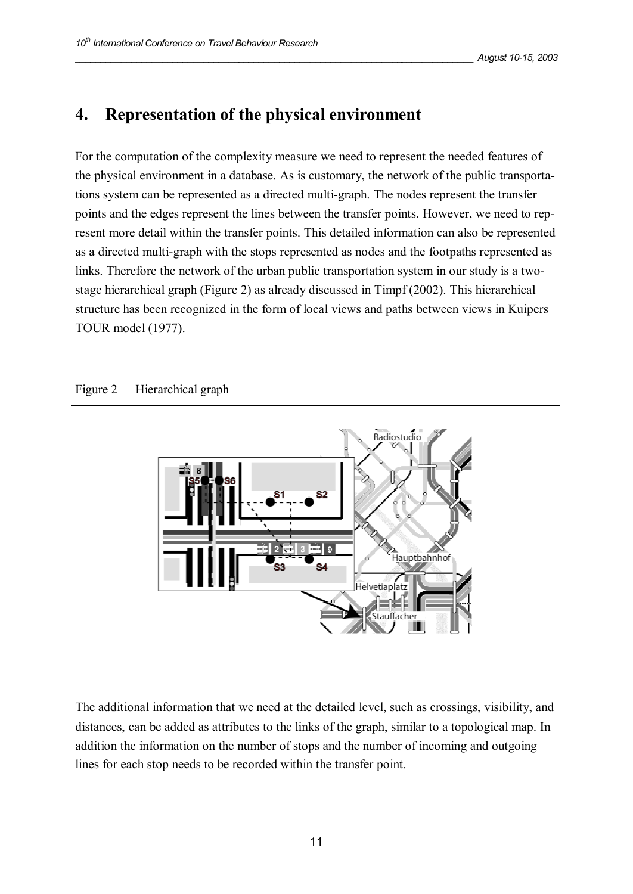## 4. Representation of the physical environment

For the computation of the complexity measure we need to represent the needed features of the physical environment in a database. As is customary, the network of the public transportations system can be represented as a directed multi-graph. The nodes represent the transfer points and the edges represent the lines between the transfer points. However, we need to represent more detail within the transfer points. This detailed information can also be represented as a directed multi-graph with the stops represented as nodes and the footpaths represented as links. Therefore the network of the urban public transportation system in our study is a two-stage hierarchical graph (Figure 2) as already discussed in Timpf (2002). This hierarchical structure has been recognized in the form of local views and paths between views in Kuipers TOUR model (1977).

Figure 2 Hierarchical graph

The additional information that we need at the detailed level, such as crossings, visibility, and distances, can be added as attributes to the links of the graph, similar to a topological map. In addition the information on the number of stops and the number of incoming and outgoing lines for each stop needs to be recorded within the transfer point.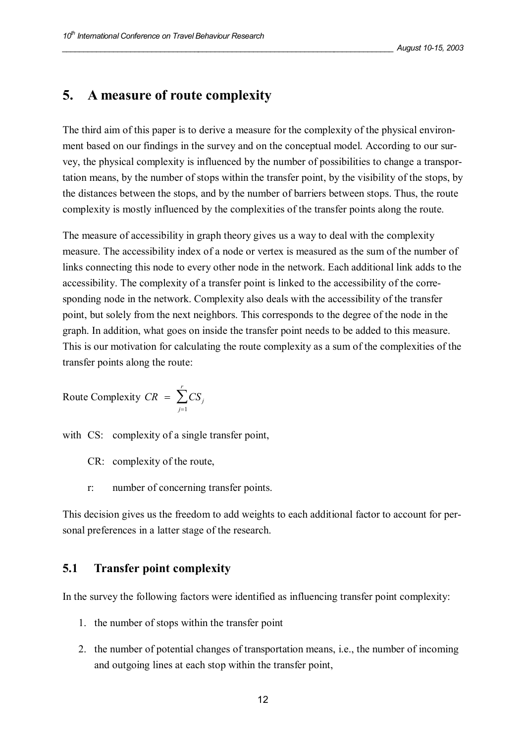## 5. A measure of route complexity

The third aim of this paper is to derive a measure for the complexity of the physical environment based on our findings in the survey and on the conceptual model. According to our survey, the physical complexity is influenced by the number of possibilities to change a transportation means, by the number of stops within the transfer point, by the visibility of the stops, by the distances between the stops, and by the number of barriers between stops. Thus, the route complexity is mostly influenced by the complexities of the transfer points along the route.

The measure of accessibility in graph theory gives us a way to deal with the complexity measure. The accessibility index of a node or vertex is measured as the sum of the number of links connecting this node to every other node in the network. Each additional link adds to the accessibility. The complexity of a transfer point is linked to the accessibility of the corresponding node in the network. Complexity also deals with the accessibility of the transfer point, but solely from the next neighbors. This corresponds to the degree of the node in the graph. In addition, what goes on inside the transfer point needs to be added to this measure. This is our motivation for calculating the route complexity as a sum of the complexities of the transfer points along the route:

$$\text{Route Complexity } CR = \sum_{j=1}^{r} CS_j$$

with CS: complexity of a single transfer point,

CR: complexity of the route,

r: number of concerning transfer points.

This decision gives us the freedom to add weights to each additional factor to account for personal preferences in a latter stage of the research.

### 5.1 Transfer point complexity

In the survey the following factors were identified as influencing transfer point complexity:

1. the number of stops within the transfer point
2. the number of potential changes of transportation means, i.e., the number of incoming and outgoing lines at each stop within the transfer point,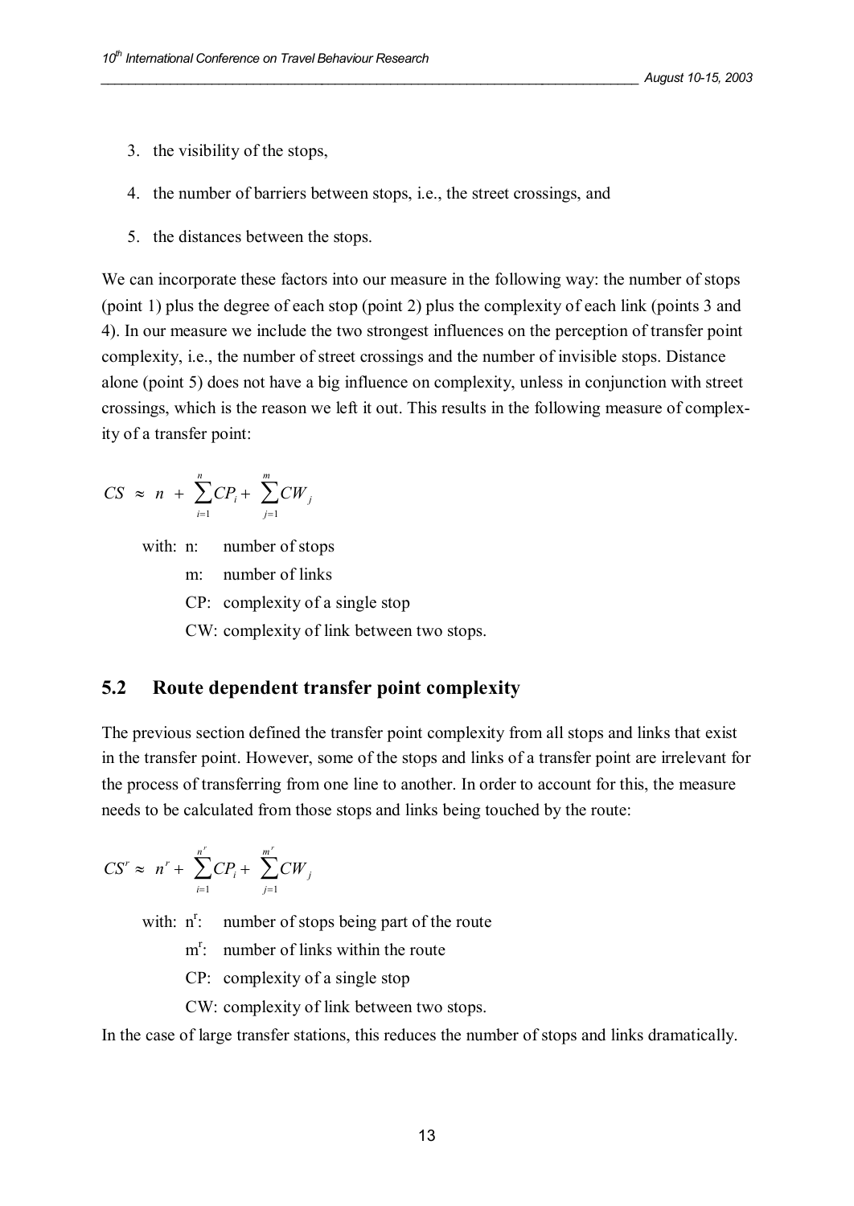3. the visibility of the stops,
4. the number of barriers between stops, i.e., the street crossings, and
5. the distances between the stops.

We can incorporate these factors into our measure in the following way: the number of stops (point 1) plus the degree of each stop (point 2) plus the complexity of each link (points 3 and 4). In our measure we include the two strongest influences on the perception of transfer point complexity, i.e., the number of street crossings and the number of invisible stops. Distance alone (point 5) does not have a big influence on complexity, unless in conjunction with street crossings, which is the reason we left it out. This results in the following measure of complexity of a transfer point:

$$CS \approx n + \sum_{i=1}^{n} CP_i + \sum_{j=1}^{m} CW_j$$

with: n: number of stops
m: number of links
CP: complexity of a single stop
CW: complexity of link between two stops.

## 5.2 Route dependent transfer point complexity

The previous section defined the transfer point complexity from all stops and links that exist in the transfer point. However, some of the stops and links of a transfer point are irrelevant for the process of transferring from one line to another. In order to account for this, the measure needs to be calculated from those stops and links being touched by the route:

$$CS^r \approx n^r + \sum_{i=1}^{n^r} CP_i + \sum_{j=1}^{m^r} CW_j$$

with: $n^r$: number of stops being part of the route
$m^r$: number of links within the route
CP: complexity of a single stop
CW: complexity of link between two stops.

In the case of large transfer stations, this reduces the number of stops and links dramatically.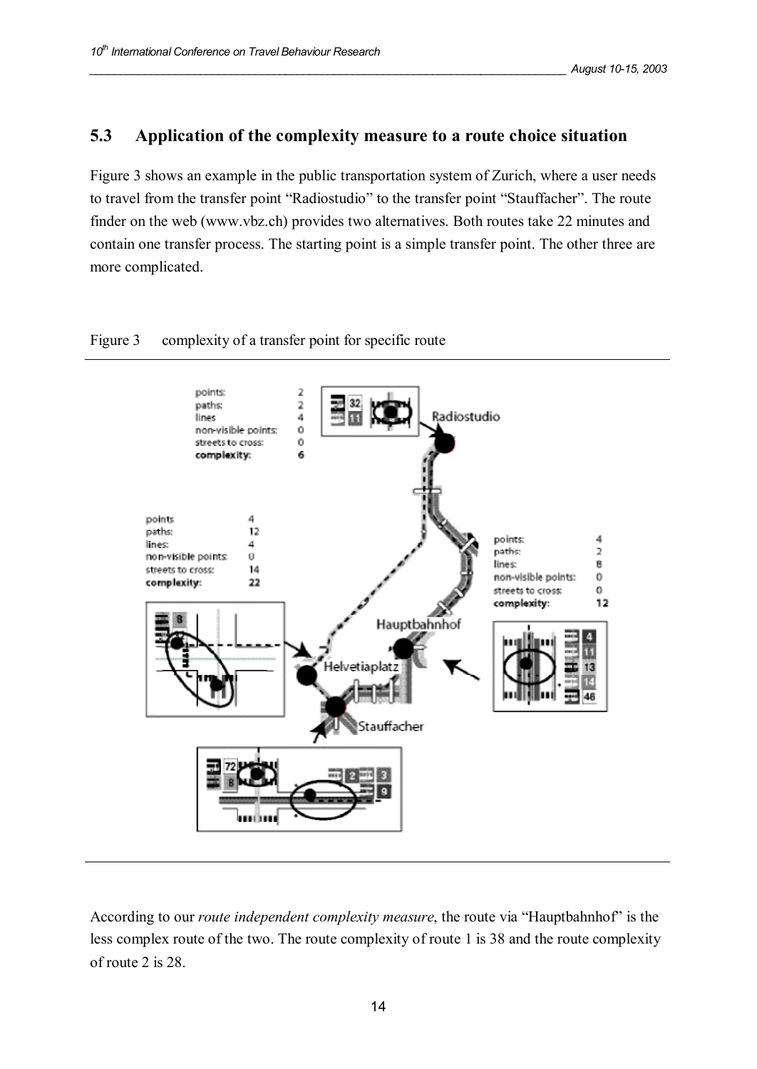## 5.3 Application of the complexity measure to a route choice situation

Figure 3 shows an example in the public transportation system of Zurich, where a user needs to travel from the transfer point "Radiostudio" to the transfer point "Stauffacher". The route finder on the web (www.vbz.ch) provides two alternatives. Both routes take 22 minutes and contain one transfer process. The starting point is a simple transfer point. The other three are more complicated.

Figure 3 complexity of a transfer point for specific route

According to our *route independent complexity measure*, the route via "Hauptbahnhof" is the less complex route of the two. The route complexity of route 1 is 38 and the route complexity of route 2 is 28.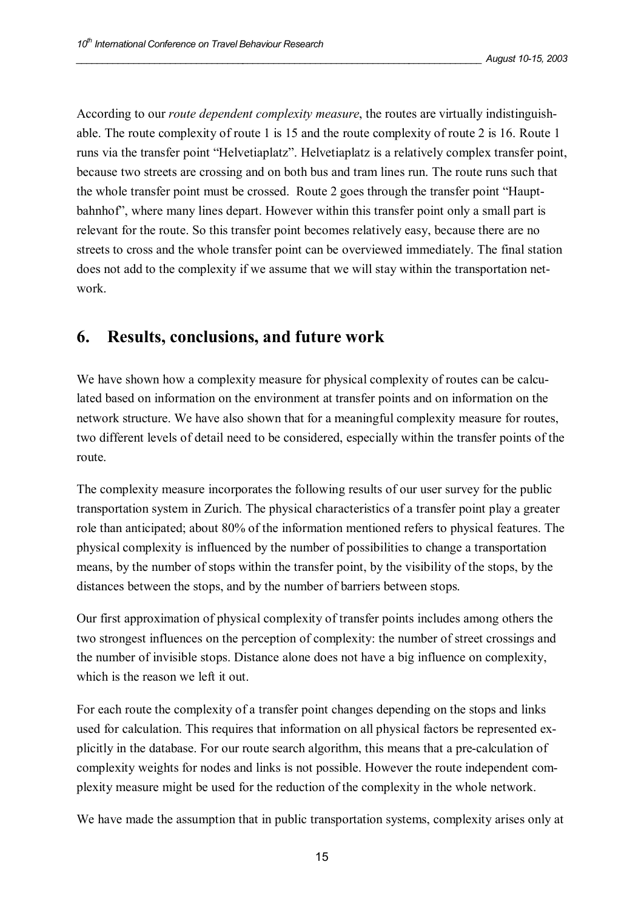According to our *route dependent complexity measure*, the routes are virtually indistinguishable. The route complexity of route 1 is 15 and the route complexity of route 2 is 16. Route 1 runs via the transfer point "Helvetiaplatz". Helvetiaplatz is a relatively complex transfer point, because two streets are crossing and on both bus and tram lines run. The route runs such that the whole transfer point must be crossed. Route 2 goes through the transfer point "Hauptbahnhof", where many lines depart. However within this transfer point only a small part is relevant for the route. So this transfer point becomes relatively easy, because there are no streets to cross and the whole transfer point can be overviewed immediately. The final station does not add to the complexity if we assume that we will stay within the transportation network.

## 6. Results, conclusions, and future work

We have shown how a complexity measure for physical complexity of routes can be calculated based on information on the environment at transfer points and on information on the network structure. We have also shown that for a meaningful complexity measure for routes, two different levels of detail need to be considered, especially within the transfer points of the route.

The complexity measure incorporates the following results of our user survey for the public transportation system in Zurich. The physical characteristics of a transfer point play a greater role than anticipated; about 80% of the information mentioned refers to physical features. The physical complexity is influenced by the number of possibilities to change a transportation means, by the number of stops within the transfer point, by the visibility of the stops, by the distances between the stops, and by the number of barriers between stops.

Our first approximation of physical complexity of transfer points includes among others the two strongest influences on the perception of complexity: the number of street crossings and the number of invisible stops. Distance alone does not have a big influence on complexity, which is the reason we left it out.

For each route the complexity of a transfer point changes depending on the stops and links used for calculation. This requires that information on all physical factors be represented explicitly in the database. For our route search algorithm, this means that a pre-calculation of complexity weights for nodes and links is not possible. However the route independent complexity measure might be used for the reduction of the complexity in the whole network.

We have made the assumption that in public transportation systems, complexity arises only at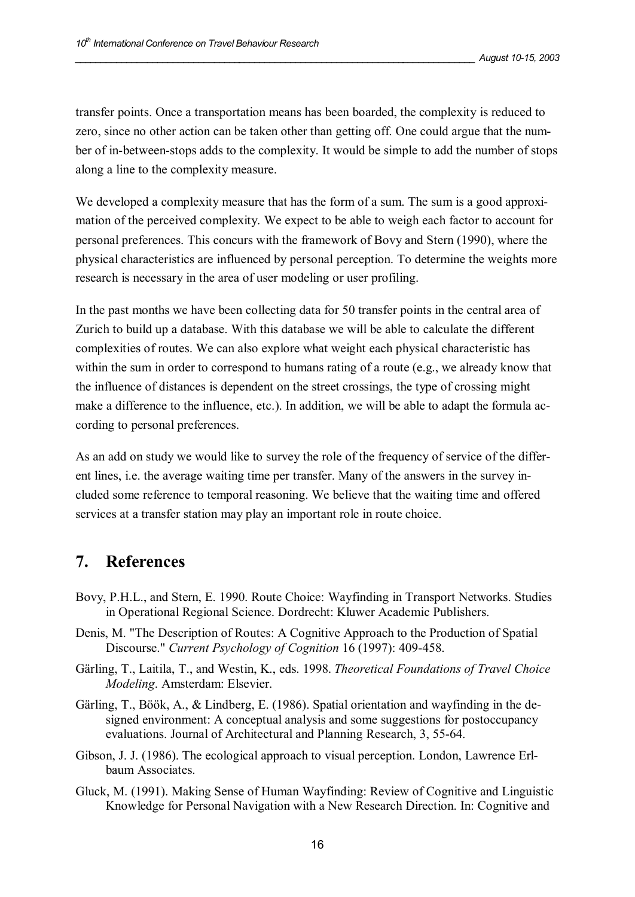transfer points. Once a transportation means has been boarded, the complexity is reduced to zero, since no other action can be taken other than getting off. One could argue that the number of in-between-stops adds to the complexity. It would be simple to add the number of stops along a line to the complexity measure.

We developed a complexity measure that has the form of a sum. The sum is a good approximation of the perceived complexity. We expect to be able to weigh each factor to account for personal preferences. This concurs with the framework of Bovy and Stern (1990), where the physical characteristics are influenced by personal perception. To determine the weights more research is necessary in the area of user modeling or user profiling.

In the past months we have been collecting data for 50 transfer points in the central area of Zurich to build up a database. With this database we will be able to calculate the different complexities of routes. We can also explore what weight each physical characteristic has within the sum in order to correspond to humans rating of a route (e.g., we already know that the influence of distances is dependent on the street crossings, the type of crossing might make a difference to the influence, etc.). In addition, we will be able to adapt the formula according to personal preferences.

As an add on study we would like to survey the role of the frequency of service of the different lines, i.e. the average waiting time per transfer. Many of the answers in the survey included some reference to temporal reasoning. We believe that the waiting time and offered services at a transfer station may play an important role in route choice.

## 7. References

Bovy, P.H.L., and Stern, E. 1990. Route Choice: Wayfinding in Transport Networks. Studies in Operational Regional Science. Dordrecht: Kluwer Academic Publishers.

Denis, M. "The Description of Routes: A Cognitive Approach to the Production of Spatial Discourse." *Current Psychology of Cognition* 16 (1997): 409-458.

Gärling, T., Laitila, T., and Westin, K., eds. 1998. *Theoretical Foundations of Travel Choice Modeling*. Amsterdam: Elsevier.

Gärling, T., Böök, A., & Lindberg, E. (1986). Spatial orientation and wayfinding in the designed environment: A conceptual analysis and some suggestions for postoccupancy evaluations. Journal of Architectural and Planning Research, 3, 55-64.

Gibson, J. J. (1986). The ecological approach to visual perception. London, Lawrence Erlbaum Associates.

Gluck, M. (1991). Making Sense of Human Wayfinding: Review of Cognitive and Linguistic Knowledge for Personal Navigation with a New Research Direction. In: Cognitive and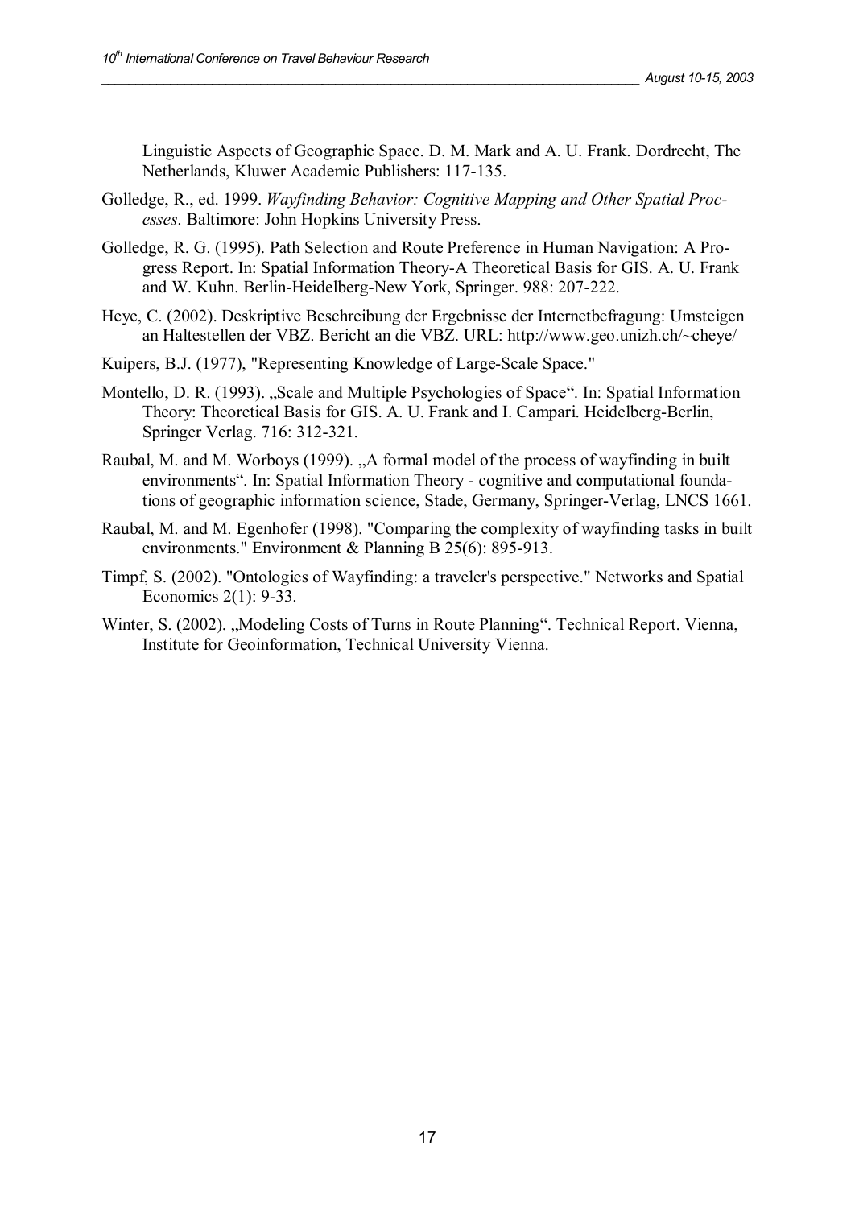Linguistic Aspects of Geographic Space. D. M. Mark and A. U. Frank. Dordrecht, The Netherlands, Kluwer Academic Publishers: 117-135.

Golledge, R., ed. 1999. *Wayfinding Behavior: Cognitive Mapping and Other Spatial Processes*. Baltimore: John Hopkins University Press.

Golledge, R. G. (1995). Path Selection and Route Preference in Human Navigation: A Progress Report. In: Spatial Information Theory-A Theoretical Basis for GIS. A. U. Frank and W. Kuhn. Berlin-Heidelberg-New York, Springer. 988: 207-222.

Heye, C. (2002). Deskriptive Beschreibung der Ergebnisse der Internetbefragung: Umsteigen an Haltestellen der VBZ. Bericht an die VBZ. URL: http://www.geo.unizh.ch/~cheye/

Kuipers, B.J. (1977), "Representing Knowledge of Large-Scale Space."

Montello, D. R. (1993). „Scale and Multiple Psychologies of Space". In: Spatial Information Theory: Theoretical Basis for GIS. A. U. Frank and I. Campari. Heidelberg-Berlin, Springer Verlag. 716: 312-321.

Raubal, M. and M. Worboys (1999). „A formal model of the process of wayfinding in built environments". In: Spatial Information Theory - cognitive and computational foundations of geographic information science, Stade, Germany, Springer-Verlag, LNCS 1661.

Raubal, M. and M. Egenhofer (1998). "Comparing the complexity of wayfinding tasks in built environments." Environment & Planning B 25(6): 895-913.

Timpf, S. (2002). "Ontologies of Wayfinding: a traveler's perspective." Networks and Spatial Economics 2(1): 9-33.

Winter, S. (2002). „Modeling Costs of Turns in Route Planning". Technical Report. Vienna, Institute for Geoinformation, Technical University Vienna.